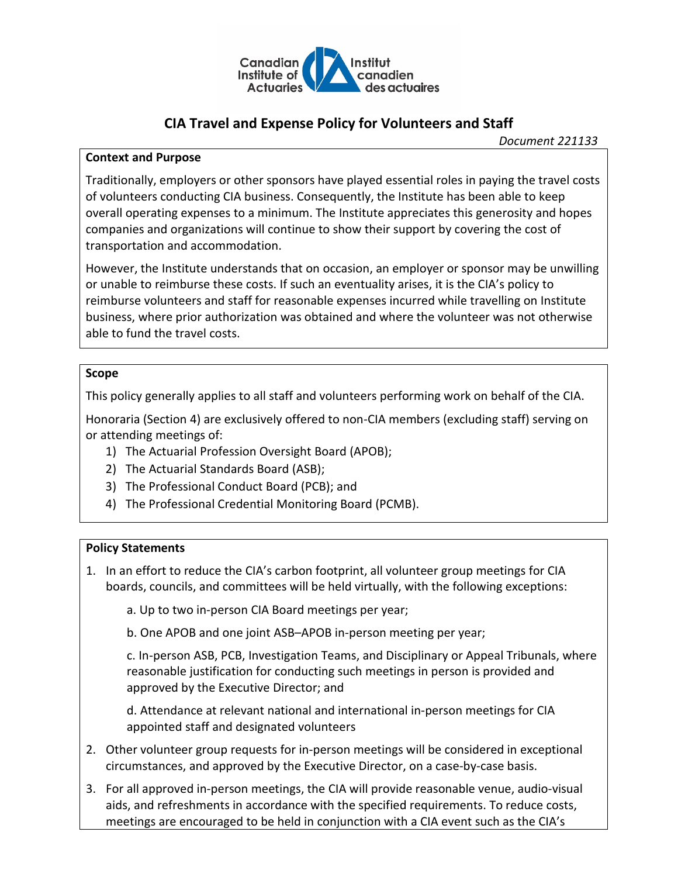Canadian Institute of Actuaries | Institut canadien des actuaires

# CIA Travel and Expense Policy for Volunteers and Staff

*Document 221133*

**Context and Purpose**

Traditionally, employers or other sponsors have played essential roles in paying the travel costs of volunteers conducting CIA business. Consequently, the Institute has been able to keep overall operating expenses to a minimum. The Institute appreciates this generosity and hopes companies and organizations will continue to show their support by covering the cost of transportation and accommodation.

However, the Institute understands that on occasion, an employer or sponsor may be unwilling or unable to reimburse these costs. If such an eventuality arises, it is the CIA's policy to reimburse volunteers and staff for reasonable expenses incurred while travelling on Institute business, where prior authorization was obtained and where the volunteer was not otherwise able to fund the travel costs.

**Scope**

This policy generally applies to all staff and volunteers performing work on behalf of the CIA.

Honoraria (Section 4) are exclusively offered to non-CIA members (excluding staff) serving on or attending meetings of:

1) The Actuarial Profession Oversight Board (APOB);
2) The Actuarial Standards Board (ASB);
3) The Professional Conduct Board (PCB); and
4) The Professional Credential Monitoring Board (PCMB).

**Policy Statements**

1. In an effort to reduce the CIA's carbon footprint, all volunteer group meetings for CIA boards, councils, and committees will be held virtually, with the following exceptions:

   a. Up to two in-person CIA Board meetings per year;

   b. One APOB and one joint ASB–APOB in-person meeting per year;

   c. In-person ASB, PCB, Investigation Teams, and Disciplinary or Appeal Tribunals, where reasonable justification for conducting such meetings in person is provided and approved by the Executive Director; and

   d. Attendance at relevant national and international in-person meetings for CIA appointed staff and designated volunteers

2. Other volunteer group requests for in-person meetings will be considered in exceptional circumstances, and approved by the Executive Director, on a case-by-case basis.

3. For all approved in-person meetings, the CIA will provide reasonable venue, audio-visual aids, and refreshments in accordance with the specified requirements. To reduce costs, meetings are encouraged to be held in conjunction with a CIA event such as the CIA's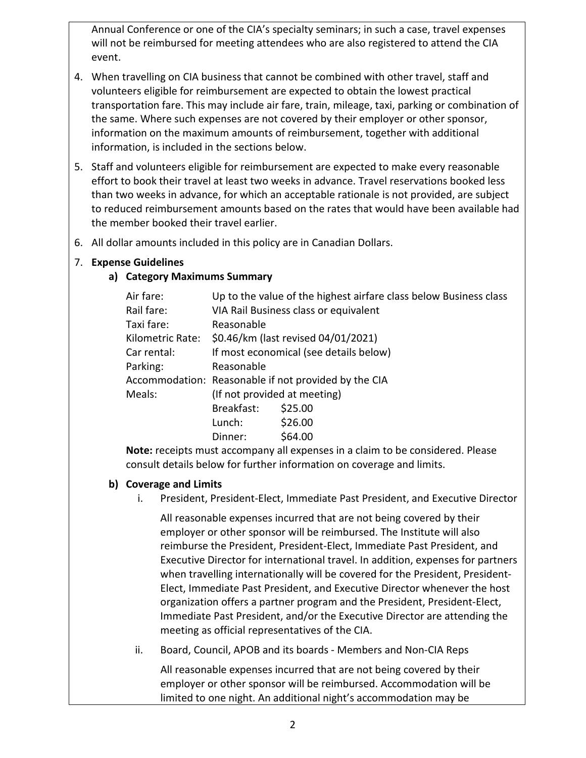Annual Conference or one of the CIA's specialty seminars; in such a case, travel expenses will not be reimbursed for meeting attendees who are also registered to attend the CIA event.

4. When travelling on CIA business that cannot be combined with other travel, staff and volunteers eligible for reimbursement are expected to obtain the lowest practical transportation fare. This may include air fare, train, mileage, taxi, parking or combination of the same. Where such expenses are not covered by their employer or other sponsor, information on the maximum amounts of reimbursement, together with additional information, is included in the sections below.
5. Staff and volunteers eligible for reimbursement are expected to make every reasonable effort to book their travel at least two weeks in advance. Travel reservations booked less than two weeks in advance, for which an acceptable rationale is not provided, are subject to reduced reimbursement amounts based on the rates that would have been available had the member booked their travel earlier.
6. All dollar amounts included in this policy are in Canadian Dollars.
7. **Expense Guidelines**

   **a) Category Maximums Summary**

   | | | |
   |---|---|---|
   | Air fare: | Up to the value of the highest airfare class below Business class | |
   | Rail fare: | VIA Rail Business class or equivalent | |
   | Taxi fare: | Reasonable | |
   | Kilometric Rate: | $0.46/km (last revised 04/01/2021) | |
   | Car rental: | If most economical (see details below) | |
   | Parking: | Reasonable | |
   | Accommodation: | Reasonable if not provided by the CIA | |
   | Meals: | (If not provided at meeting) | |
   | | Breakfast: | $25.00 |
   | | Lunch: | $26.00 |
   | | Dinner: | $64.00 |

   **Note:** receipts must accompany all expenses in a claim to be considered. Please consult details below for further information on coverage and limits.

   **b) Coverage and Limits**

   i. President, President-Elect, Immediate Past President, and Executive Director

   All reasonable expenses incurred that are not being covered by their employer or other sponsor will be reimbursed. The Institute will also reimburse the President, President-Elect, Immediate Past President, and Executive Director for international travel. In addition, expenses for partners when travelling internationally will be covered for the President, President-Elect, Immediate Past President, and Executive Director whenever the host organization offers a partner program and the President, President-Elect, Immediate Past President, and/or the Executive Director are attending the meeting as official representatives of the CIA.

   ii. Board, Council, APOB and its boards - Members and Non-CIA Reps

   All reasonable expenses incurred that are not being covered by their employer or other sponsor will be reimbursed. Accommodation will be limited to one night. An additional night's accommodation may be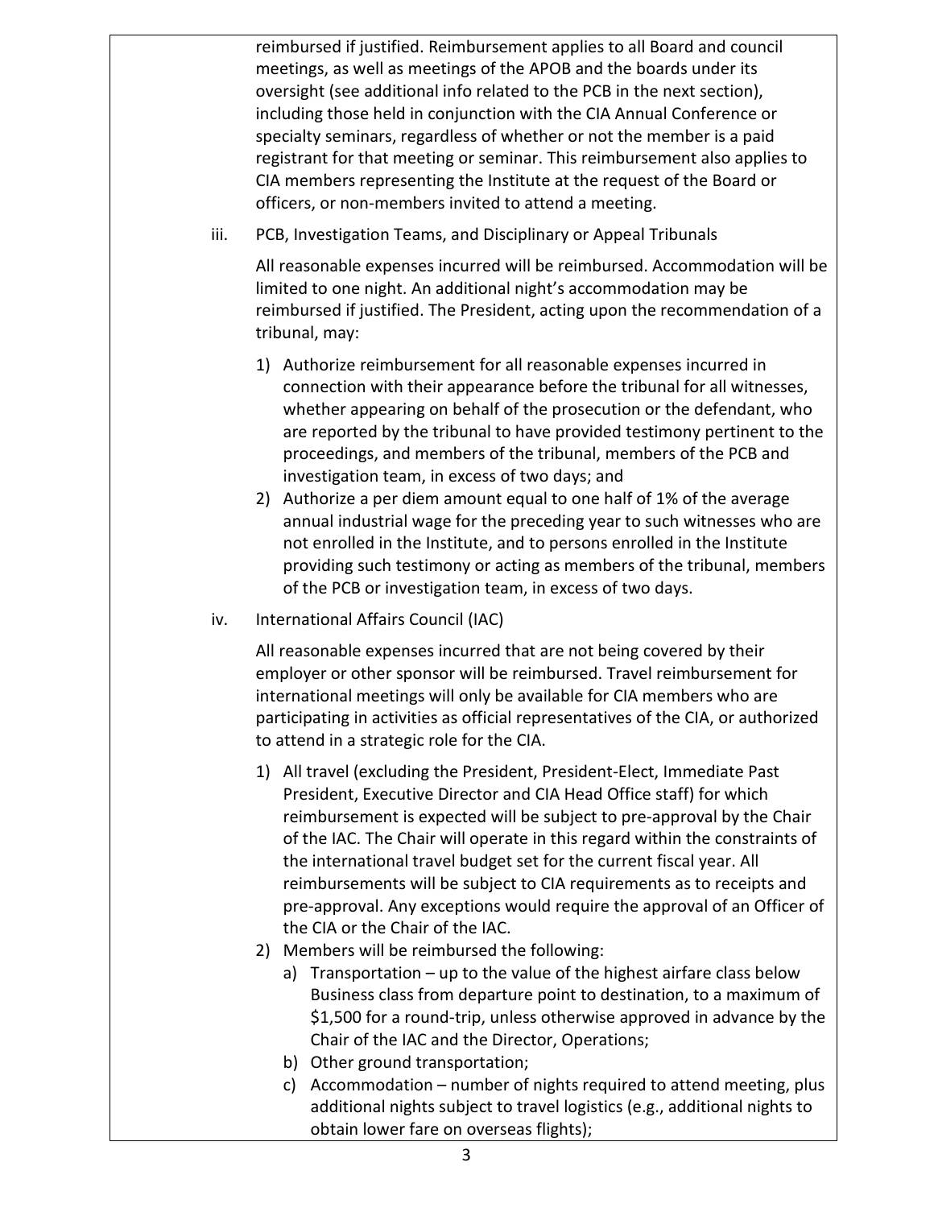reimbursed if justified. Reimbursement applies to all Board and council meetings, as well as meetings of the APOB and the boards under its oversight (see additional info related to the PCB in the next section), including those held in conjunction with the CIA Annual Conference or specialty seminars, regardless of whether or not the member is a paid registrant for that meeting or seminar. This reimbursement also applies to CIA members representing the Institute at the request of the Board or officers, or non-members invited to attend a meeting.

iii. PCB, Investigation Teams, and Disciplinary or Appeal Tribunals

All reasonable expenses incurred will be reimbursed. Accommodation will be limited to one night. An additional night's accommodation may be reimbursed if justified. The President, acting upon the recommendation of a tribunal, may:

1) Authorize reimbursement for all reasonable expenses incurred in connection with their appearance before the tribunal for all witnesses, whether appearing on behalf of the prosecution or the defendant, who are reported by the tribunal to have provided testimony pertinent to the proceedings, and members of the tribunal, members of the PCB and investigation team, in excess of two days; and
2) Authorize a per diem amount equal to one half of 1% of the average annual industrial wage for the preceding year to such witnesses who are not enrolled in the Institute, and to persons enrolled in the Institute providing such testimony or acting as members of the tribunal, members of the PCB or investigation team, in excess of two days.

iv. International Affairs Council (IAC)

All reasonable expenses incurred that are not being covered by their employer or other sponsor will be reimbursed. Travel reimbursement for international meetings will only be available for CIA members who are participating in activities as official representatives of the CIA, or authorized to attend in a strategic role for the CIA.

1) All travel (excluding the President, President-Elect, Immediate Past President, Executive Director and CIA Head Office staff) for which reimbursement is expected will be subject to pre-approval by the Chair of the IAC. The Chair will operate in this regard within the constraints of the international travel budget set for the current fiscal year. All reimbursements will be subject to CIA requirements as to receipts and pre-approval. Any exceptions would require the approval of an Officer of the CIA or the Chair of the IAC.
2) Members will be reimbursed the following:
   a) Transportation – up to the value of the highest airfare class below Business class from departure point to destination, to a maximum of $1,500 for a round-trip, unless otherwise approved in advance by the Chair of the IAC and the Director, Operations;
   b) Other ground transportation;
   c) Accommodation – number of nights required to attend meeting, plus additional nights subject to travel logistics (e.g., additional nights to obtain lower fare on overseas flights);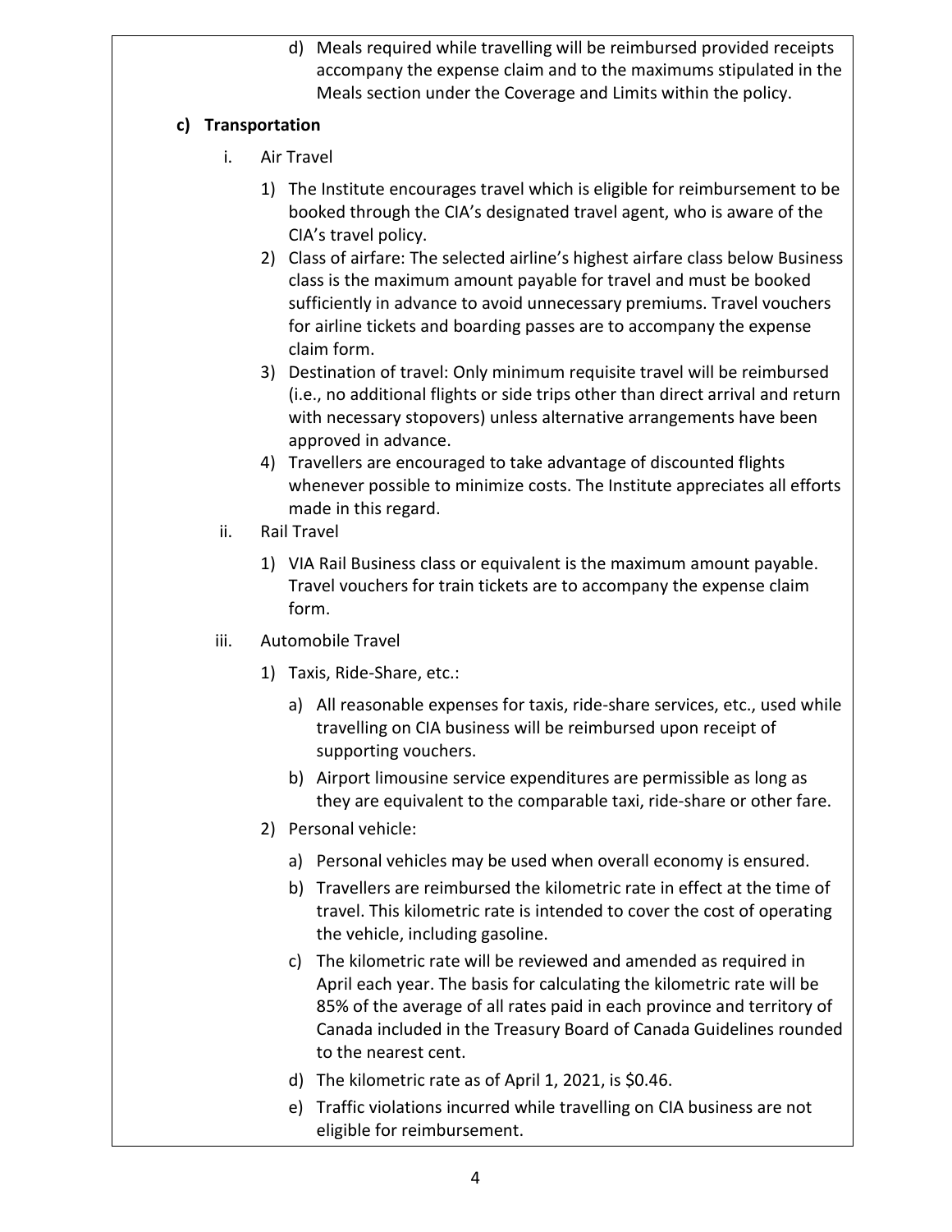d) Meals required while travelling will be reimbursed provided receipts accompany the expense claim and to the maximums stipulated in the Meals section under the Coverage and Limits within the policy.

**c) Transportation**

i. Air Travel

1) The Institute encourages travel which is eligible for reimbursement to be booked through the CIA's designated travel agent, who is aware of the CIA's travel policy.
2) Class of airfare: The selected airline's highest airfare class below Business class is the maximum amount payable for travel and must be booked sufficiently in advance to avoid unnecessary premiums. Travel vouchers for airline tickets and boarding passes are to accompany the expense claim form.
3) Destination of travel: Only minimum requisite travel will be reimbursed (i.e., no additional flights or side trips other than direct arrival and return with necessary stopovers) unless alternative arrangements have been approved in advance.
4) Travellers are encouraged to take advantage of discounted flights whenever possible to minimize costs. The Institute appreciates all efforts made in this regard.

ii. Rail Travel

1) VIA Rail Business class or equivalent is the maximum amount payable. Travel vouchers for train tickets are to accompany the expense claim form.

iii. Automobile Travel

1) Taxis, Ride-Share, etc.:

   a) All reasonable expenses for taxis, ride-share services, etc., used while travelling on CIA business will be reimbursed upon receipt of supporting vouchers.
   b) Airport limousine service expenditures are permissible as long as they are equivalent to the comparable taxi, ride-share or other fare.

2) Personal vehicle:

   a) Personal vehicles may be used when overall economy is ensured.
   b) Travellers are reimbursed the kilometric rate in effect at the time of travel. This kilometric rate is intended to cover the cost of operating the vehicle, including gasoline.
   c) The kilometric rate will be reviewed and amended as required in April each year. The basis for calculating the kilometric rate will be 85% of the average of all rates paid in each province and territory of Canada included in the Treasury Board of Canada Guidelines rounded to the nearest cent.
   d) The kilometric rate as of April 1, 2021, is $0.46.
   e) Traffic violations incurred while travelling on CIA business are not eligible for reimbursement.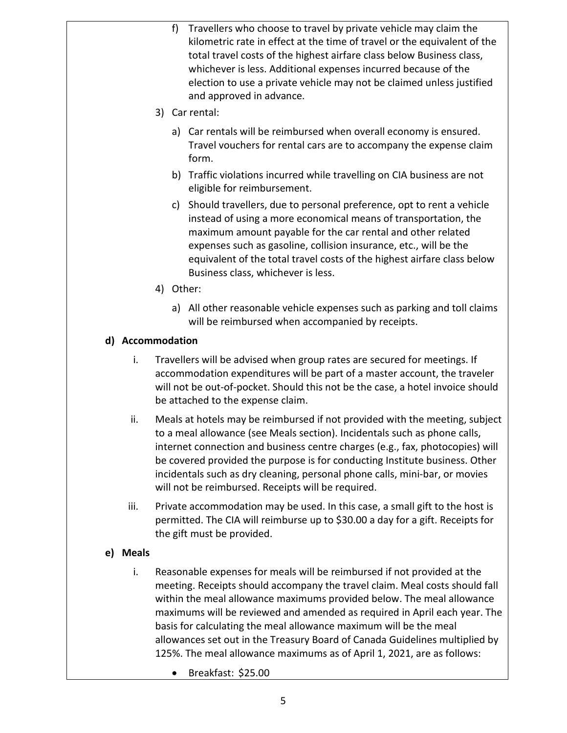f) Travellers who choose to travel by private vehicle may claim the kilometric rate in effect at the time of travel or the equivalent of the total travel costs of the highest airfare class below Business class, whichever is less. Additional expenses incurred because of the election to use a private vehicle may not be claimed unless justified and approved in advance.

3) Car rental:

a) Car rentals will be reimbursed when overall economy is ensured. Travel vouchers for rental cars are to accompany the expense claim form.

b) Traffic violations incurred while travelling on CIA business are not eligible for reimbursement.

c) Should travellers, due to personal preference, opt to rent a vehicle instead of using a more economical means of transportation, the maximum amount payable for the car rental and other related expenses such as gasoline, collision insurance, etc., will be the equivalent of the total travel costs of the highest airfare class below Business class, whichever is less.

4) Other:

a) All other reasonable vehicle expenses such as parking and toll claims will be reimbursed when accompanied by receipts.

**d) Accommodation**

i. Travellers will be advised when group rates are secured for meetings. If accommodation expenditures will be part of a master account, the traveler will not be out-of-pocket. Should this not be the case, a hotel invoice should be attached to the expense claim.

ii. Meals at hotels may be reimbursed if not provided with the meeting, subject to a meal allowance (see Meals section). Incidentals such as phone calls, internet connection and business centre charges (e.g., fax, photocopies) will be covered provided the purpose is for conducting Institute business. Other incidentals such as dry cleaning, personal phone calls, mini-bar, or movies will not be reimbursed. Receipts will be required.

iii. Private accommodation may be used. In this case, a small gift to the host is permitted. The CIA will reimburse up to $30.00 a day for a gift. Receipts for the gift must be provided.

**e) Meals**

i. Reasonable expenses for meals will be reimbursed if not provided at the meeting. Receipts should accompany the travel claim. Meal costs should fall within the meal allowance maximums provided below. The meal allowance maximums will be reviewed and amended as required in April each year. The basis for calculating the meal allowance maximum will be the meal allowances set out in the Treasury Board of Canada Guidelines multiplied by 125%. The meal allowance maximums as of April 1, 2021, are as follows:

- Breakfast: $25.00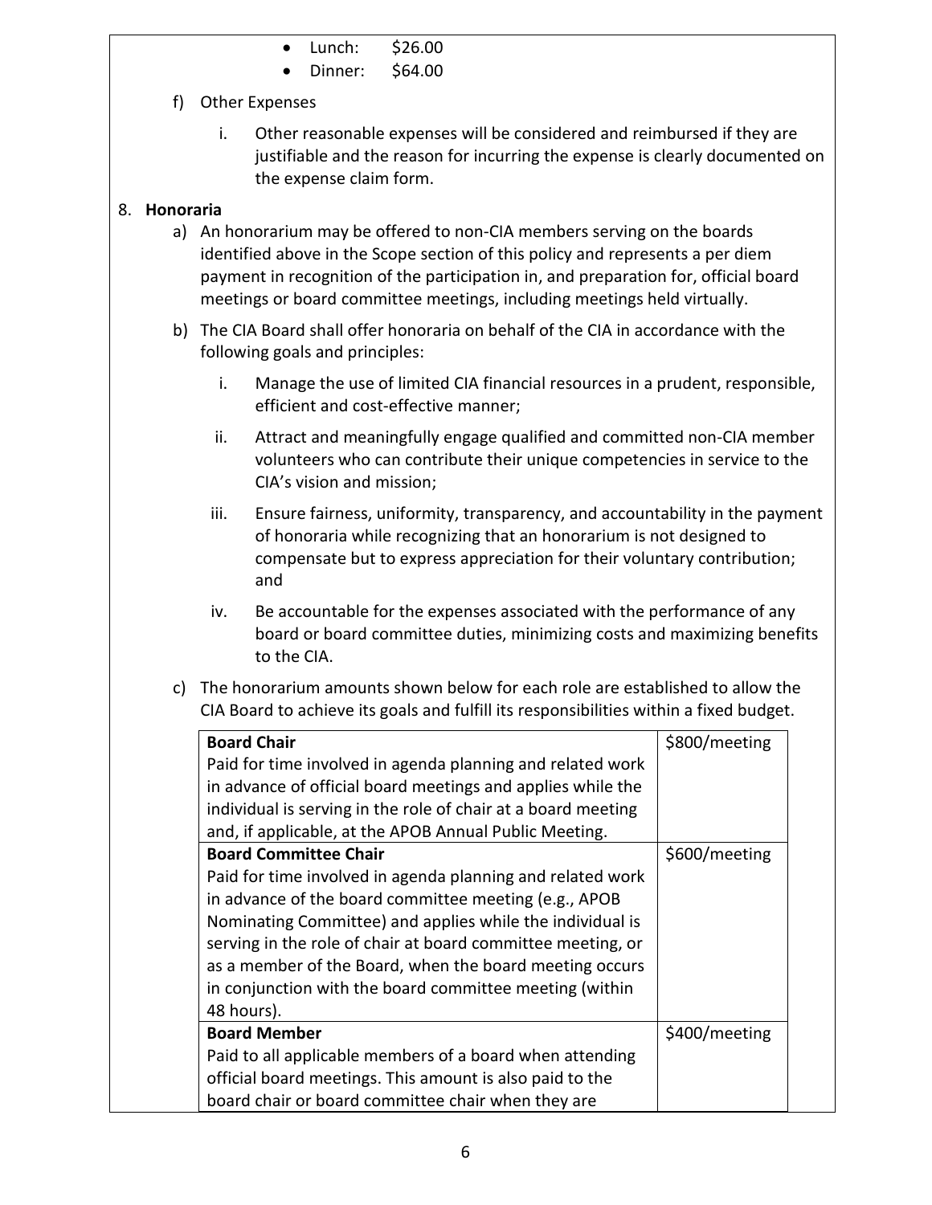- Lunch: $26.00
- Dinner: $64.00

f) Other Expenses

i. Other reasonable expenses will be considered and reimbursed if they are justifiable and the reason for incurring the expense is clearly documented on the expense claim form.

8. **Honoraria**

a) An honorarium may be offered to non-CIA members serving on the boards identified above in the Scope section of this policy and represents a per diem payment in recognition of the participation in, and preparation for, official board meetings or board committee meetings, including meetings held virtually.

b) The CIA Board shall offer honoraria on behalf of the CIA in accordance with the following goals and principles:

i. Manage the use of limited CIA financial resources in a prudent, responsible, efficient and cost-effective manner;

ii. Attract and meaningfully engage qualified and committed non-CIA member volunteers who can contribute their unique competencies in service to the CIA's vision and mission;

iii. Ensure fairness, uniformity, transparency, and accountability in the payment of honoraria while recognizing that an honorarium is not designed to compensate but to express appreciation for their voluntary contribution; and

iv. Be accountable for the expenses associated with the performance of any board or board committee duties, minimizing costs and maximizing benefits to the CIA.

c) The honorarium amounts shown below for each role are established to allow the CIA Board to achieve its goals and fulfill its responsibilities within a fixed budget.

| | |
|---|---|
| **Board Chair**<br>Paid for time involved in agenda planning and related work in advance of official board meetings and applies while the individual is serving in the role of chair at a board meeting and, if applicable, at the APOB Annual Public Meeting. | $800/meeting |
| **Board Committee Chair**<br>Paid for time involved in agenda planning and related work in advance of the board committee meeting (e.g., APOB Nominating Committee) and applies while the individual is serving in the role of chair at board committee meeting, or as a member of the Board, when the board meeting occurs in conjunction with the board committee meeting (within 48 hours). | $600/meeting |
| **Board Member**<br>Paid to all applicable members of a board when attending official board meetings. This amount is also paid to the board chair or board committee chair when they are | $400/meeting |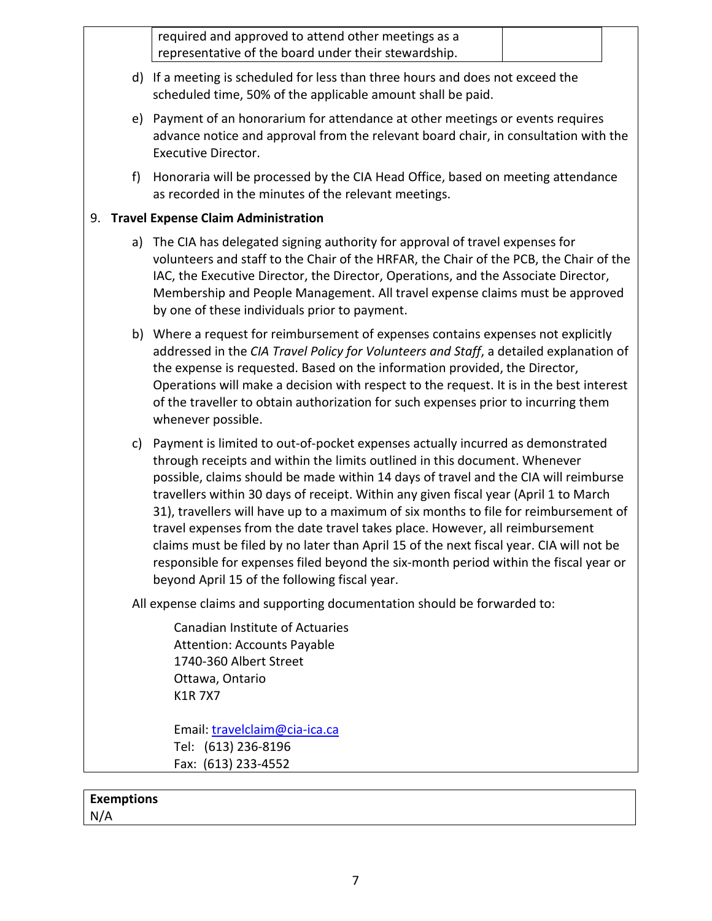| | required and approved to attend other meetings as a representative of the board under their stewardship. | |
|---|---|---|

d) If a meeting is scheduled for less than three hours and does not exceed the scheduled time, 50% of the applicable amount shall be paid.

e) Payment of an honorarium for attendance at other meetings or events requires advance notice and approval from the relevant board chair, in consultation with the Executive Director.

f) Honoraria will be processed by the CIA Head Office, based on meeting attendance as recorded in the minutes of the relevant meetings.

9. **Travel Expense Claim Administration**

a) The CIA has delegated signing authority for approval of travel expenses for volunteers and staff to the Chair of the HRFAR, the Chair of the PCB, the Chair of the IAC, the Executive Director, the Director, Operations, and the Associate Director, Membership and People Management. All travel expense claims must be approved by one of these individuals prior to payment.

b) Where a request for reimbursement of expenses contains expenses not explicitly addressed in the *CIA Travel Policy for Volunteers and Staff*, a detailed explanation of the expense is requested. Based on the information provided, the Director, Operations will make a decision with respect to the request. It is in the best interest of the traveller to obtain authorization for such expenses prior to incurring them whenever possible.

c) Payment is limited to out-of-pocket expenses actually incurred as demonstrated through receipts and within the limits outlined in this document. Whenever possible, claims should be made within 14 days of travel and the CIA will reimburse travellers within 30 days of receipt. Within any given fiscal year (April 1 to March 31), travellers will have up to a maximum of six months to file for reimbursement of travel expenses from the date travel takes place. However, all reimbursement claims must be filed by no later than April 15 of the next fiscal year. CIA will not be responsible for expenses filed beyond the six-month period within the fiscal year or beyond April 15 of the following fiscal year.

All expense claims and supporting documentation should be forwarded to:

Canadian Institute of Actuaries
Attention: Accounts Payable
1740-360 Albert Street
Ottawa, Ontario
K1R 7X7

Email: travelclaim@cia-ica.ca
Tel: (613) 236-8196
Fax: (613) 233-4552

**Exemptions**
N/A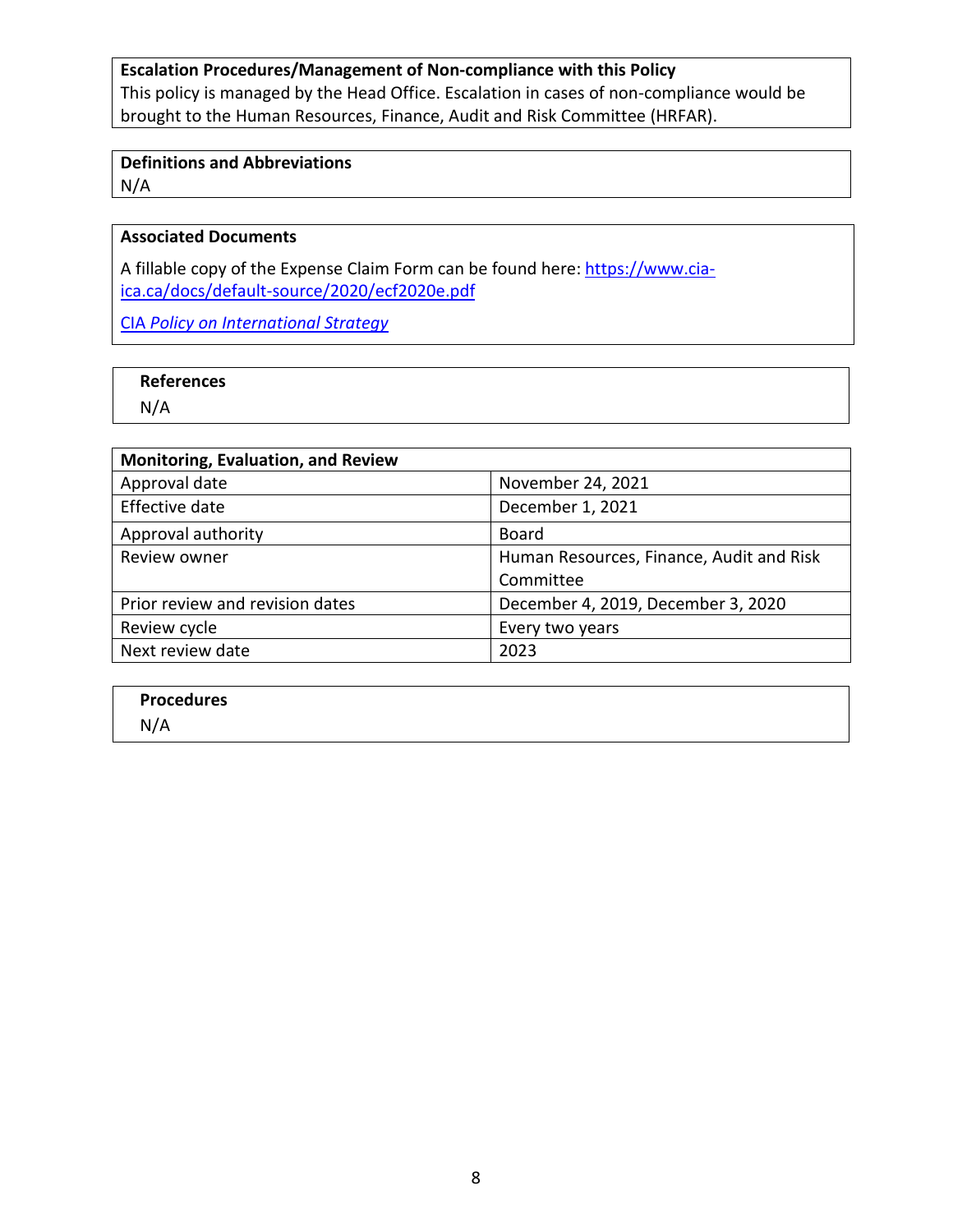**Escalation Procedures/Management of Non-compliance with this Policy**

This policy is managed by the Head Office. Escalation in cases of non-compliance would be brought to the Human Resources, Finance, Audit and Risk Committee (HRFAR).

**Definitions and Abbreviations**

N/A

**Associated Documents**

A fillable copy of the Expense Claim Form can be found here: [https://www.cia-ica.ca/docs/default-source/2020/ecf2020e.pdf](https://www.cia-ica.ca/docs/default-source/2020/ecf2020e.pdf)

CIA *Policy on International Strategy*

**References**

N/A

| **Monitoring, Evaluation, and Review** | |
|---|---|
| Approval date | November 24, 2021 |
| Effective date | December 1, 2021 |
| Approval authority | Board |
| Review owner | Human Resources, Finance, Audit and Risk Committee |
| Prior review and revision dates | December 4, 2019, December 3, 2020 |
| Review cycle | Every two years |
| Next review date | 2023 |

**Procedures**

N/A